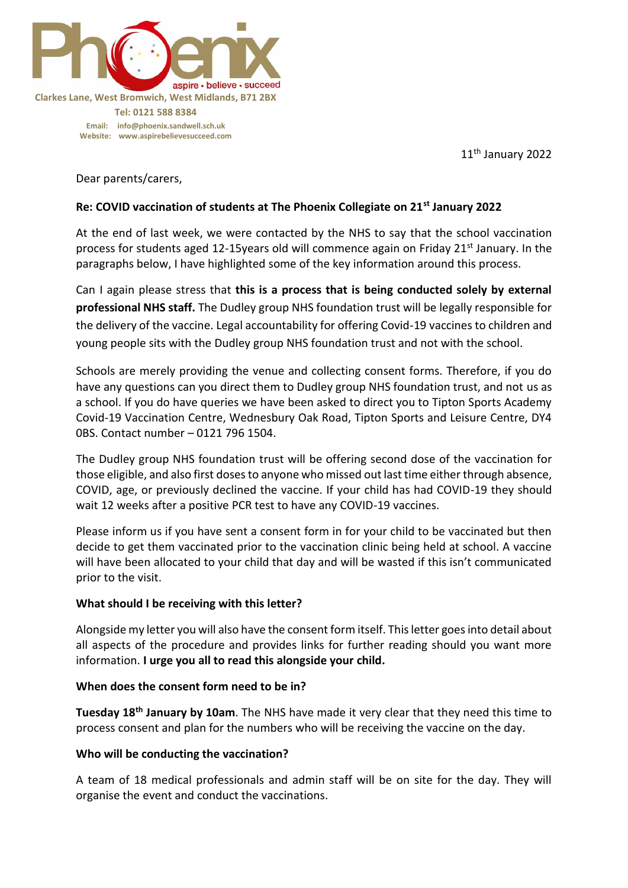Phoenix

aspire • believe • succeed

Clarkes Lane, West Bromwich, West Midlands, B71 2BX

Tel: 0121 588 8384

Email: info@phoenix.sandwell.sch.uk

Website: www.aspirebelievesucceed.com

11th January 2022

Dear parents/carers,

**Re: COVID vaccination of students at The Phoenix Collegiate on 21st January 2022**

At the end of last week, we were contacted by the NHS to say that the school vaccination process for students aged 12-15years old will commence again on Friday 21st January. In the paragraphs below, I have highlighted some of the key information around this process.

Can I again please stress that **this is a process that is being conducted solely by external professional NHS staff.** The Dudley group NHS foundation trust will be legally responsible for the delivery of the vaccine. Legal accountability for offering Covid-19 vaccines to children and young people sits with the Dudley group NHS foundation trust and not with the school.

Schools are merely providing the venue and collecting consent forms. Therefore, if you do have any questions can you direct them to Dudley group NHS foundation trust, and not us as a school. If you do have queries we have been asked to direct you to Tipton Sports Academy Covid-19 Vaccination Centre, Wednesbury Oak Road, Tipton Sports and Leisure Centre, DY4 0BS. Contact number – 0121 796 1504.

The Dudley group NHS foundation trust will be offering second dose of the vaccination for those eligible, and also first doses to anyone who missed out last time either through absence, COVID, age, or previously declined the vaccine. If your child has had COVID-19 they should wait 12 weeks after a positive PCR test to have any COVID-19 vaccines.

Please inform us if you have sent a consent form in for your child to be vaccinated but then decide to get them vaccinated prior to the vaccination clinic being held at school. A vaccine will have been allocated to your child that day and will be wasted if this isn't communicated prior to the visit.

**What should I be receiving with this letter?**

Alongside my letter you will also have the consent form itself. This letter goes into detail about all aspects of the procedure and provides links for further reading should you want more information. **I urge you all to read this alongside your child.**

**When does the consent form need to be in?**

**Tuesday 18th January by 10am**. The NHS have made it very clear that they need this time to process consent and plan for the numbers who will be receiving the vaccine on the day.

**Who will be conducting the vaccination?**

A team of 18 medical professionals and admin staff will be on site for the day. They will organise the event and conduct the vaccinations.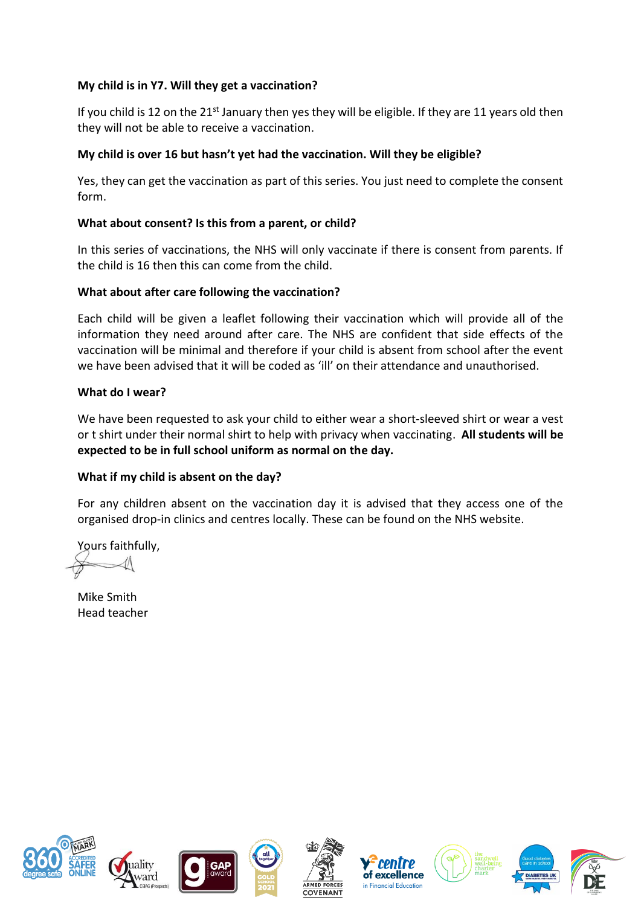**My child is in Y7. Will they get a vaccination?**

If you child is 12 on the 21st January then yes they will be eligible. If they are 11 years old then they will not be able to receive a vaccination.

**My child is over 16 but hasn't yet had the vaccination. Will they be eligible?**

Yes, they can get the vaccination as part of this series. You just need to complete the consent form.

**What about consent? Is this from a parent, or child?**

In this series of vaccinations, the NHS will only vaccinate if there is consent from parents. If the child is 16 then this can come from the child.

**What about after care following the vaccination?**

Each child will be given a leaflet following their vaccination which will provide all of the information they need around after care. The NHS are confident that side effects of the vaccination will be minimal and therefore if your child is absent from school after the event we have been advised that it will be coded as 'ill' on their attendance and unauthorised.

**What do I wear?**

We have been requested to ask your child to either wear a short-sleeved shirt or wear a vest or t shirt under their normal shirt to help with privacy when vaccinating. **All students will be expected to be in full school uniform as normal on the day.**

**What if my child is absent on the day?**

For any children absent on the vaccination day it is advised that they access one of the organised drop-in clinics and centres locally. These can be found on the NHS website.

Yours faithfully,

Mike Smith
Head teacher